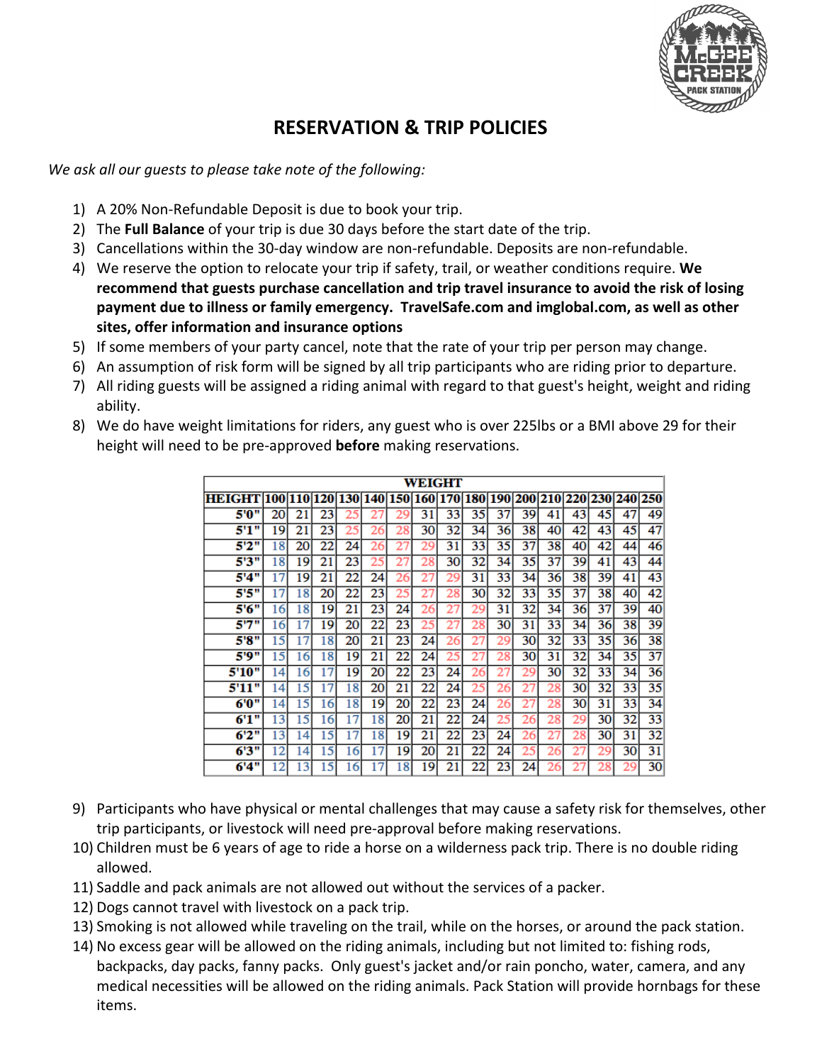# RESERVATION & TRIP POLICIES

*We ask all our guests to please take note of the following:*

1) A 20% Non-Refundable Deposit is due to book your trip.
2) The **Full Balance** of your trip is due 30 days before the start date of the trip.
3) Cancellations within the 30-day window are non-refundable. Deposits are non-refundable.
4) We reserve the option to relocate your trip if safety, trail, or weather conditions require. **We recommend that guests purchase cancellation and trip travel insurance to avoid the risk of losing payment due to illness or family emergency. TravelSafe.com and imglobal.com, as well as other sites, offer information and insurance options**
5) If some members of your party cancel, note that the rate of your trip per person may change.
6) An assumption of risk form will be signed by all trip participants who are riding prior to departure.
7) All riding guests will be assigned a riding animal with regard to that guest's height, weight and riding ability.
8) We do have weight limitations for riders, any guest who is over 225lbs or a BMI above 29 for their height will need to be pre-approved **before** making reservations.

| | WEIGHT | | | | | | | | | | | | | | | |
|---|---|---|---|---|---|---|---|---|---|---|---|---|---|---|---|---|
| **HEIGHT** | **100** | **110** | **120** | **130** | **140** | **150** | **160** | **170** | **180** | **190** | **200** | **210** | **220** | **230** | **240** | **250** |
| **5'0"** | 20 | 21 | 23 | 25 | 27 | 29 | 31 | 33 | 35 | 37 | 39 | 41 | 43 | 45 | 47 | 49 |
| **5'1"** | 19 | 21 | 23 | 25 | 26 | 28 | 30 | 32 | 34 | 36 | 38 | 40 | 42 | 43 | 45 | 47 |
| **5'2"** | 18 | 20 | 22 | 24 | 26 | 27 | 29 | 31 | 33 | 35 | 37 | 38 | 40 | 42 | 44 | 46 |
| **5'3"** | 18 | 19 | 21 | 23 | 25 | 27 | 28 | 30 | 32 | 34 | 35 | 37 | 39 | 41 | 43 | 44 |
| **5'4"** | 17 | 19 | 21 | 22 | 24 | 26 | 27 | 29 | 31 | 33 | 34 | 36 | 38 | 39 | 41 | 43 |
| **5'5"** | 17 | 18 | 20 | 22 | 23 | 25 | 27 | 28 | 30 | 32 | 33 | 35 | 37 | 38 | 40 | 42 |
| **5'6"** | 16 | 18 | 19 | 21 | 23 | 24 | 26 | 27 | 29 | 31 | 32 | 34 | 36 | 37 | 39 | 40 |
| **5'7"** | 16 | 17 | 19 | 20 | 22 | 23 | 25 | 27 | 28 | 30 | 31 | 33 | 34 | 36 | 38 | 39 |
| **5'8"** | 15 | 17 | 18 | 20 | 21 | 23 | 24 | 26 | 27 | 29 | 30 | 32 | 33 | 35 | 36 | 38 |
| **5'9"** | 15 | 16 | 18 | 19 | 21 | 22 | 24 | 25 | 27 | 28 | 30 | 31 | 32 | 34 | 35 | 37 |
| **5'10"** | 14 | 16 | 17 | 19 | 20 | 22 | 23 | 24 | 26 | 27 | 29 | 30 | 32 | 33 | 34 | 36 |
| **5'11"** | 14 | 15 | 17 | 18 | 20 | 21 | 22 | 24 | 25 | 26 | 27 | 28 | 30 | 32 | 33 | 35 |
| **6'0"** | 14 | 15 | 16 | 18 | 19 | 20 | 22 | 23 | 24 | 26 | 27 | 28 | 30 | 31 | 33 | 34 |
| **6'1"** | 13 | 15 | 16 | 17 | 18 | 20 | 21 | 22 | 24 | 25 | 26 | 28 | 29 | 30 | 32 | 33 |
| **6'2"** | 13 | 14 | 15 | 17 | 18 | 19 | 21 | 22 | 23 | 24 | 26 | 27 | 28 | 30 | 31 | 32 |
| **6'3"** | 12 | 14 | 15 | 16 | 17 | 19 | 20 | 21 | 22 | 24 | 25 | 26 | 27 | 29 | 30 | 31 |
| **6'4"** | 12 | 13 | 15 | 16 | 17 | 18 | 19 | 21 | 22 | 23 | 24 | 26 | 27 | 28 | 29 | 30 |

9) Participants who have physical or mental challenges that may cause a safety risk for themselves, other trip participants, or livestock will need pre-approval before making reservations.
10) Children must be 6 years of age to ride a horse on a wilderness pack trip. There is no double riding allowed.
11) Saddle and pack animals are not allowed out without the services of a packer.
12) Dogs cannot travel with livestock on a pack trip.
13) Smoking is not allowed while traveling on the trail, while on the horses, or around the pack station.
14) No excess gear will be allowed on the riding animals, including but not limited to: fishing rods, backpacks, day packs, fanny packs. Only guest's jacket and/or rain poncho, water, camera, and any medical necessities will be allowed on the riding animals. Pack Station will provide hornbags for these items.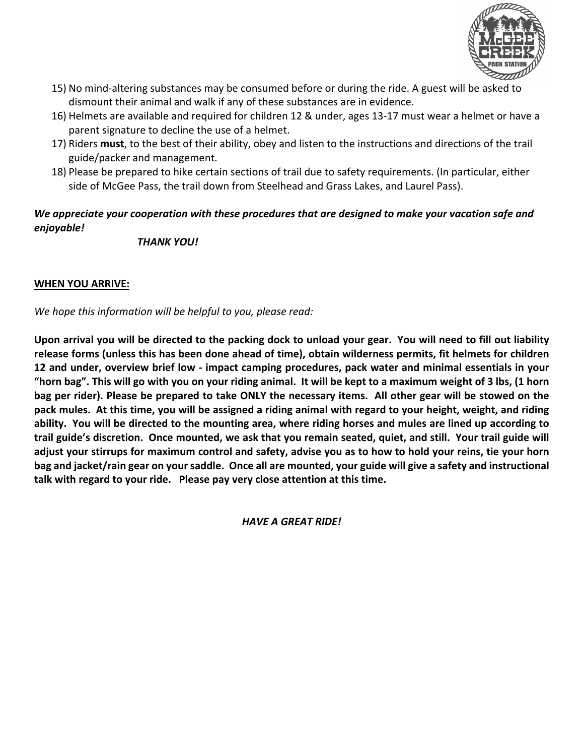15) No mind-altering substances may be consumed before or during the ride. A guest will be asked to dismount their animal and walk if any of these substances are in evidence.
16) Helmets are available and required for children 12 & under, ages 13-17 must wear a helmet or have a parent signature to decline the use of a helmet.
17) Riders **must**, to the best of their ability, obey and listen to the instructions and directions of the trail guide/packer and management.
18) Please be prepared to hike certain sections of trail due to safety requirements. (In particular, either side of McGee Pass, the trail down from Steelhead and Grass Lakes, and Laurel Pass).

***We appreciate your cooperation with these procedures that are designed to make your vacation safe and enjoyable!***

***THANK YOU!***

**WHEN YOU ARRIVE:**

*We hope this information will be helpful to you, please read:*

**Upon arrival you will be directed to the packing dock to unload your gear. You will need to fill out liability release forms (unless this has been done ahead of time), obtain wilderness permits, fit helmets for children 12 and under, overview brief low - impact camping procedures, pack water and minimal essentials in your "horn bag". This will go with you on your riding animal. It will be kept to a maximum weight of 3 lbs, (1 horn bag per rider). Please be prepared to take ONLY the necessary items. All other gear will be stowed on the pack mules. At this time, you will be assigned a riding animal with regard to your height, weight, and riding ability. You will be directed to the mounting area, where riding horses and mules are lined up according to trail guide's discretion. Once mounted, we ask that you remain seated, quiet, and still. Your trail guide will adjust your stirrups for maximum control and safety, advise you as to how to hold your reins, tie your horn bag and jacket/rain gear on your saddle. Once all are mounted, your guide will give a safety and instructional talk with regard to your ride. Please pay very close attention at this time.**

***HAVE A GREAT RIDE!***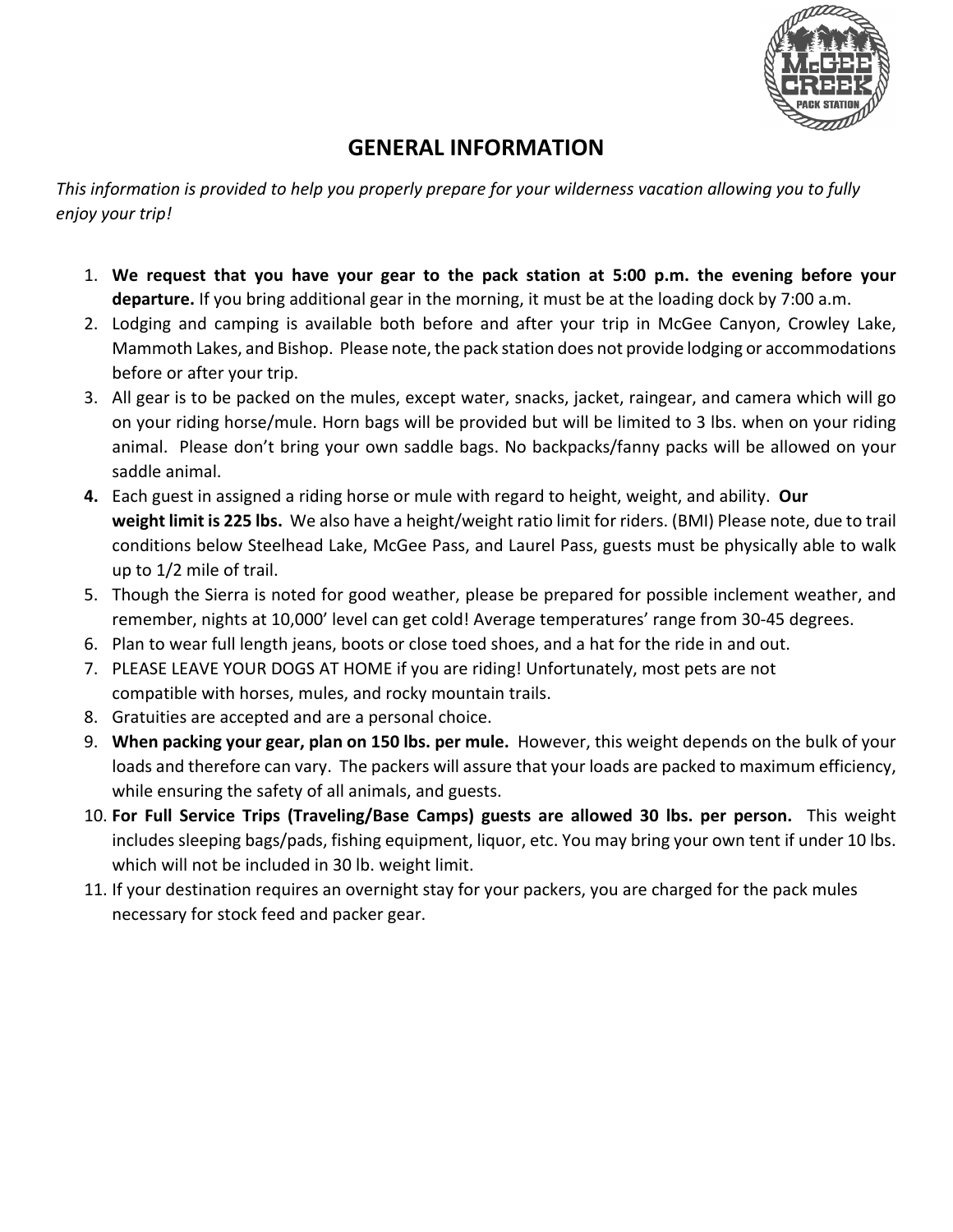# GENERAL INFORMATION

*This information is provided to help you properly prepare for your wilderness vacation allowing you to fully enjoy your trip!*

1. **We request that you have your gear to the pack station at 5:00 p.m. the evening before your departure.** If you bring additional gear in the morning, it must be at the loading dock by 7:00 a.m.
2. Lodging and camping is available both before and after your trip in McGee Canyon, Crowley Lake, Mammoth Lakes, and Bishop. Please note, the pack station does not provide lodging or accommodations before or after your trip.
3. All gear is to be packed on the mules, except water, snacks, jacket, raingear, and camera which will go on your riding horse/mule. Horn bags will be provided but will be limited to 3 lbs. when on your riding animal. Please don't bring your own saddle bags. No backpacks/fanny packs will be allowed on your saddle animal.
4. Each guest in assigned a riding horse or mule with regard to height, weight, and ability. **Our weight limit is 225 lbs.** We also have a height/weight ratio limit for riders. (BMI) Please note, due to trail conditions below Steelhead Lake, McGee Pass, and Laurel Pass, guests must be physically able to walk up to 1/2 mile of trail.
5. Though the Sierra is noted for good weather, please be prepared for possible inclement weather, and remember, nights at 10,000' level can get cold! Average temperatures' range from 30-45 degrees.
6. Plan to wear full length jeans, boots or close toed shoes, and a hat for the ride in and out.
7. PLEASE LEAVE YOUR DOGS AT HOME if you are riding! Unfortunately, most pets are not compatible with horses, mules, and rocky mountain trails.
8. Gratuities are accepted and are a personal choice.
9. **When packing your gear, plan on 150 lbs. per mule.** However, this weight depends on the bulk of your loads and therefore can vary. The packers will assure that your loads are packed to maximum efficiency, while ensuring the safety of all animals, and guests.
10. **For Full Service Trips (Traveling/Base Camps) guests are allowed 30 lbs. per person.** This weight includes sleeping bags/pads, fishing equipment, liquor, etc. You may bring your own tent if under 10 lbs. which will not be included in 30 lb. weight limit.
11. If your destination requires an overnight stay for your packers, you are charged for the pack mules necessary for stock feed and packer gear.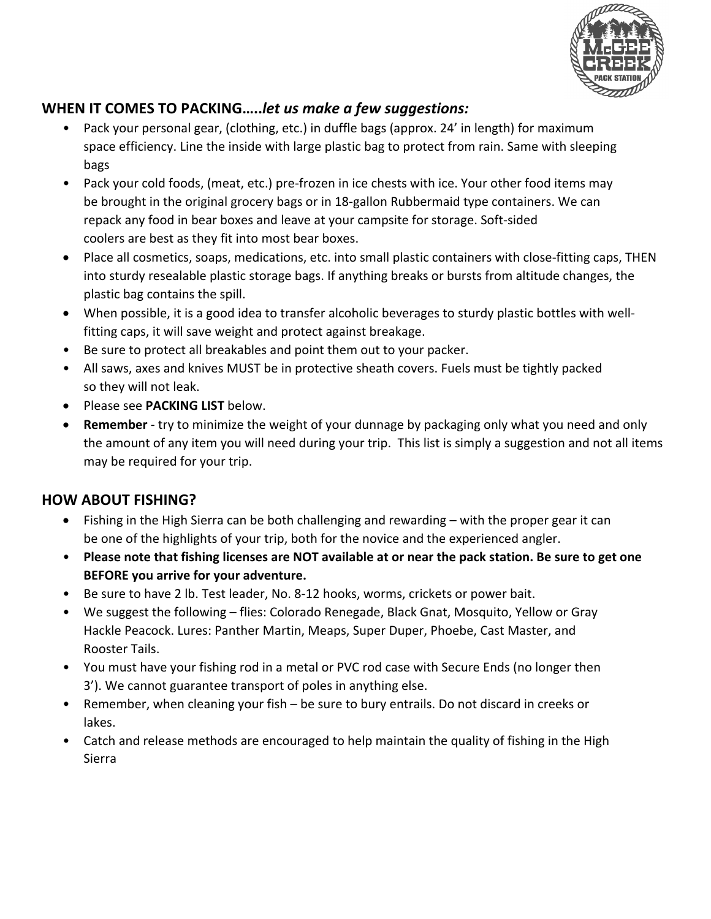## WHEN IT COMES TO PACKING…..*let us make a few suggestions:*

- Pack your personal gear, (clothing, etc.) in duffle bags (approx. 24' in length) for maximum space efficiency. Line the inside with large plastic bag to protect from rain. Same with sleeping bags
- Pack your cold foods, (meat, etc.) pre-frozen in ice chests with ice. Your other food items may be brought in the original grocery bags or in 18-gallon Rubbermaid type containers. We can repack any food in bear boxes and leave at your campsite for storage. Soft-sided coolers are best as they fit into most bear boxes.
- Place all cosmetics, soaps, medications, etc. into small plastic containers with close-fitting caps, THEN into sturdy resealable plastic storage bags. If anything breaks or bursts from altitude changes, the plastic bag contains the spill.
- When possible, it is a good idea to transfer alcoholic beverages to sturdy plastic bottles with well-fitting caps, it will save weight and protect against breakage.
- Be sure to protect all breakables and point them out to your packer.
- All saws, axes and knives MUST be in protective sheath covers. Fuels must be tightly packed so they will not leak.
- Please see **PACKING LIST** below.
- **Remember** - try to minimize the weight of your dunnage by packaging only what you need and only the amount of any item you will need during your trip. This list is simply a suggestion and not all items may be required for your trip.

## HOW ABOUT FISHING?

- Fishing in the High Sierra can be both challenging and rewarding – with the proper gear it can be one of the highlights of your trip, both for the novice and the experienced angler.
- **Please note that fishing licenses are NOT available at or near the pack station. Be sure to get one BEFORE you arrive for your adventure.**
- Be sure to have 2 lb. Test leader, No. 8-12 hooks, worms, crickets or power bait.
- We suggest the following – flies: Colorado Renegade, Black Gnat, Mosquito, Yellow or Gray Hackle Peacock. Lures: Panther Martin, Meaps, Super Duper, Phoebe, Cast Master, and Rooster Tails.
- You must have your fishing rod in a metal or PVC rod case with Secure Ends (no longer then 3'). We cannot guarantee transport of poles in anything else.
- Remember, when cleaning your fish – be sure to bury entrails. Do not discard in creeks or lakes.
- Catch and release methods are encouraged to help maintain the quality of fishing in the High Sierra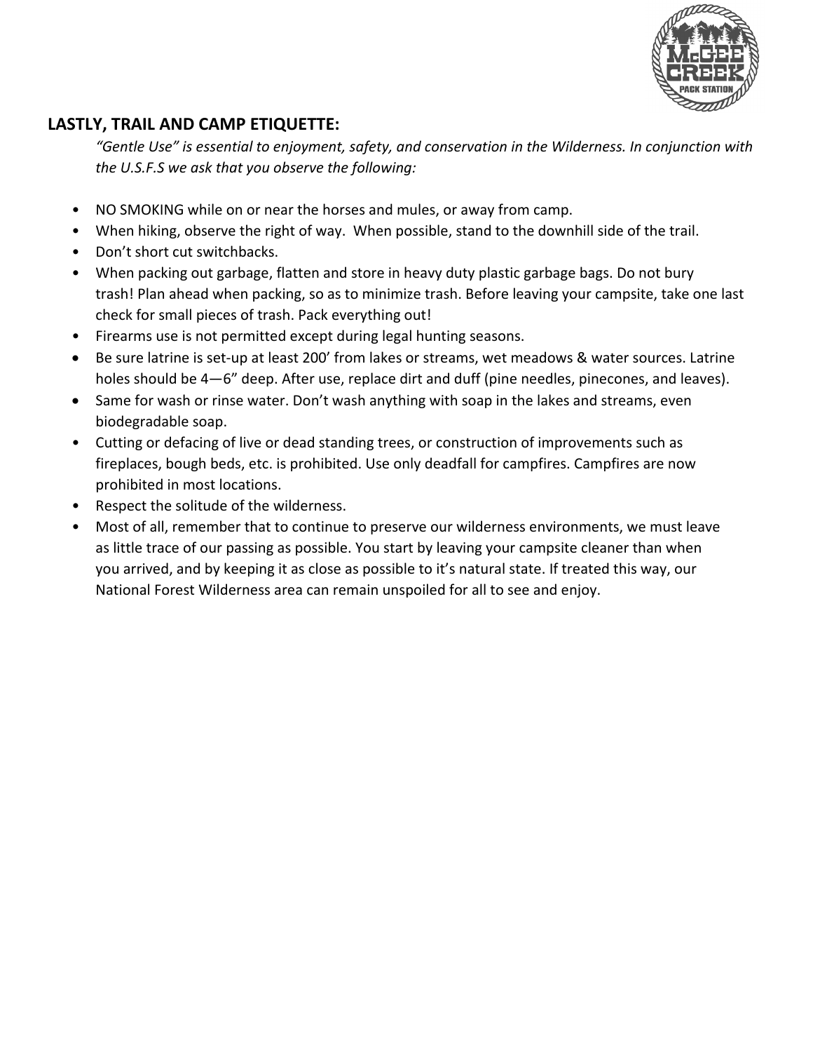## LASTLY, TRAIL AND CAMP ETIQUETTE:

*"Gentle Use" is essential to enjoyment, safety, and conservation in the Wilderness. In conjunction with the U.S.F.S we ask that you observe the following:*

- NO SMOKING while on or near the horses and mules, or away from camp.
- When hiking, observe the right of way. When possible, stand to the downhill side of the trail.
- Don't short cut switchbacks.
- When packing out garbage, flatten and store in heavy duty plastic garbage bags. Do not bury trash! Plan ahead when packing, so as to minimize trash. Before leaving your campsite, take one last check for small pieces of trash. Pack everything out!
- Firearms use is not permitted except during legal hunting seasons.
- Be sure latrine is set-up at least 200' from lakes or streams, wet meadows & water sources. Latrine holes should be 4—6" deep. After use, replace dirt and duff (pine needles, pinecones, and leaves).
- Same for wash or rinse water. Don't wash anything with soap in the lakes and streams, even biodegradable soap.
- Cutting or defacing of live or dead standing trees, or construction of improvements such as fireplaces, bough beds, etc. is prohibited. Use only deadfall for campfires. Campfires are now prohibited in most locations.
- Respect the solitude of the wilderness.
- Most of all, remember that to continue to preserve our wilderness environments, we must leave as little trace of our passing as possible. You start by leaving your campsite cleaner than when you arrived, and by keeping it as close as possible to it's natural state. If treated this way, our National Forest Wilderness area can remain unspoiled for all to see and enjoy.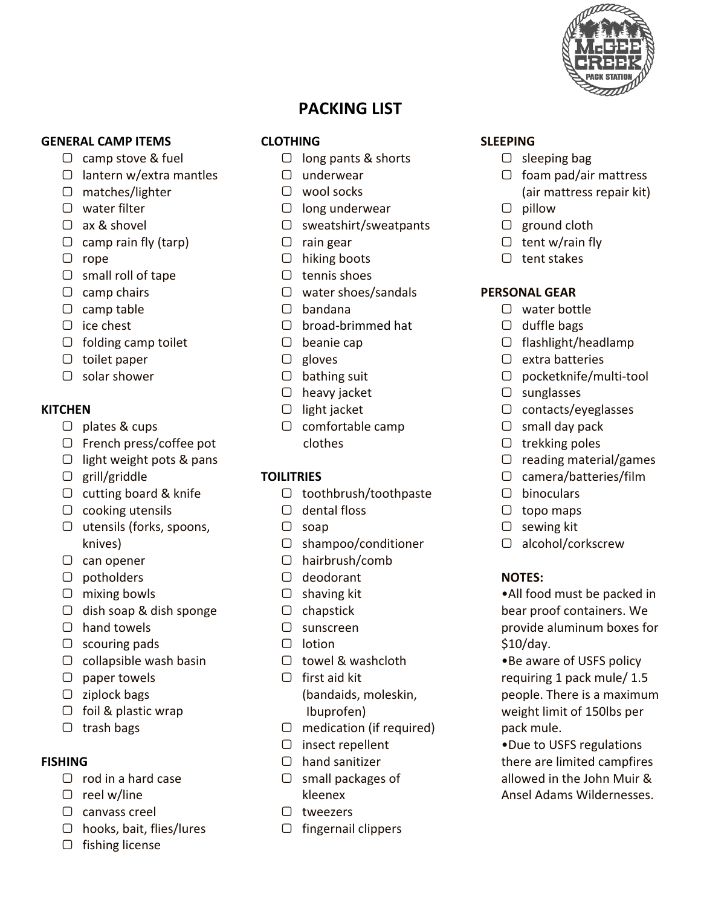# PACKING LIST

## GENERAL CAMP ITEMS

- ▢ camp stove & fuel
- ▢ lantern w/extra mantles
- ▢ matches/lighter
- ▢ water filter
- ▢ ax & shovel
- ▢ camp rain fly (tarp)
- ▢ rope
- ▢ small roll of tape
- ▢ camp chairs
- ▢ camp table
- ▢ ice chest
- ▢ folding camp toilet
- ▢ toilet paper
- ▢ solar shower

## KITCHEN

- ▢ plates & cups
- ▢ French press/coffee pot
- ▢ light weight pots & pans
- ▢ grill/griddle
- ▢ cutting board & knife
- ▢ cooking utensils
- ▢ utensils (forks, spoons, knives)
- ▢ can opener
- ▢ potholders
- ▢ mixing bowls
- ▢ dish soap & dish sponge
- ▢ hand towels
- ▢ scouring pads
- ▢ collapsible wash basin
- ▢ paper towels
- ▢ ziplock bags
- ▢ foil & plastic wrap
- ▢ trash bags

## FISHING

- ▢ rod in a hard case
- ▢ reel w/line
- ▢ canvass creel
- ▢ hooks, bait, flies/lures
- ▢ fishing license

## CLOTHING

- ▢ long pants & shorts
- ▢ underwear
- ▢ wool socks
- ▢ long underwear
- ▢ sweatshirt/sweatpants
- ▢ rain gear
- ▢ hiking boots
- ▢ tennis shoes
- ▢ water shoes/sandals
- ▢ bandana
- ▢ broad-brimmed hat
- ▢ beanie cap
- ▢ gloves
- ▢ bathing suit
- ▢ heavy jacket
- ▢ light jacket
- ▢ comfortable camp clothes

## TOILITRIES

- ▢ toothbrush/toothpaste
- ▢ dental floss
- ▢ soap
- ▢ shampoo/conditioner
- ▢ hairbrush/comb
- ▢ deodorant
- ▢ shaving kit
- ▢ chapstick
- ▢ sunscreen
- ▢ lotion
- ▢ towel & washcloth
- ▢ first aid kit (bandaids, moleskin, Ibuprofen)
- ▢ medication (if required)
- ▢ insect repellent
- ▢ hand sanitizer
- ▢ small packages of kleenex
- ▢ tweezers
- ▢ fingernail clippers

## SLEEPING

- ▢ sleeping bag
- ▢ foam pad/air mattress (air mattress repair kit)
- ▢ pillow
- ▢ ground cloth
- ▢ tent w/rain fly
- ▢ tent stakes

## PERSONAL GEAR

- ▢ water bottle
- ▢ duffle bags
- ▢ flashlight/headlamp
- ▢ extra batteries
- ▢ pocketknife/multi-tool
- ▢ sunglasses
- ▢ contacts/eyeglasses
- ▢ small day pack
- ▢ trekking poles
- ▢ reading material/games
- ▢ camera/batteries/film
- ▢ binoculars
- ▢ topo maps
- ▢ sewing kit
- ▢ alcohol/corkscrew

## NOTES:

- All food must be packed in bear proof containers. We provide aluminum boxes for $10/day.
- Be aware of USFS policy requiring 1 pack mule/ 1.5 people. There is a maximum weight limit of 150lbs per pack mule.
- Due to USFS regulations there are limited campfires allowed in the John Muir & Ansel Adams Wildernesses.